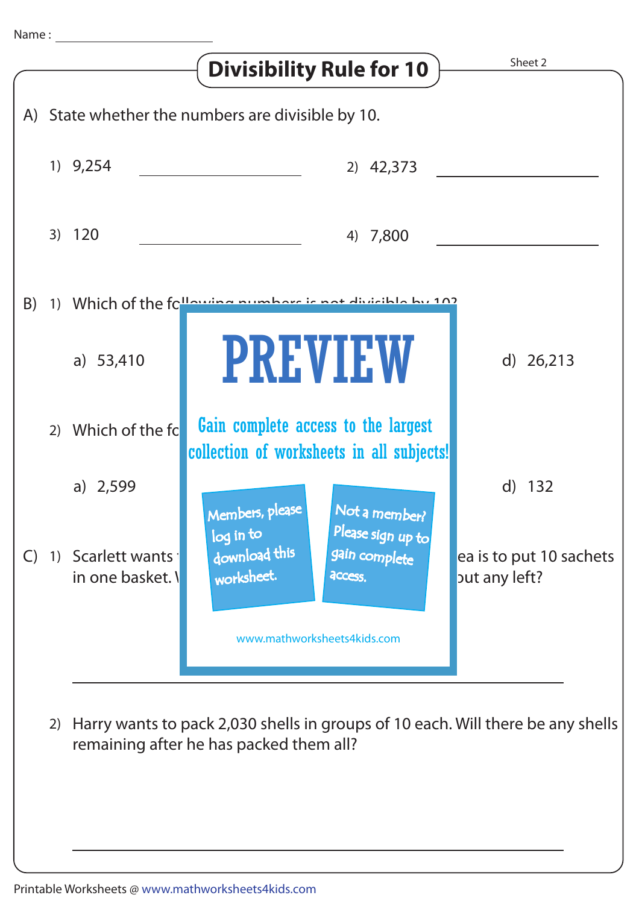Name :

# Divisibility Rule for 10

Sheet 2

A) State whether the numbers are divisible by 10.

1) 9,254 ______________

2) 42,373 ______________

3) 120 ______________

4) 7,800 ______________

B) 1) Which of the fo

a) 53,410

d) 26,213

2) Which of the fo

a) 2,599

d) 132

C) 1) Scarlett wants ... ea is to put 10 sachets in one basket. ... out any left?

PREVIEW

Gain complete access to the largest collection of worksheets in all subjects!

Members, please log in to download this worksheet.

Not a member? Please sign up to gain complete access.

www.mathworksheets4kids.com

2) Harry wants to pack 2,030 shells in groups of 10 each. Will there be any shells remaining after he has packed them all?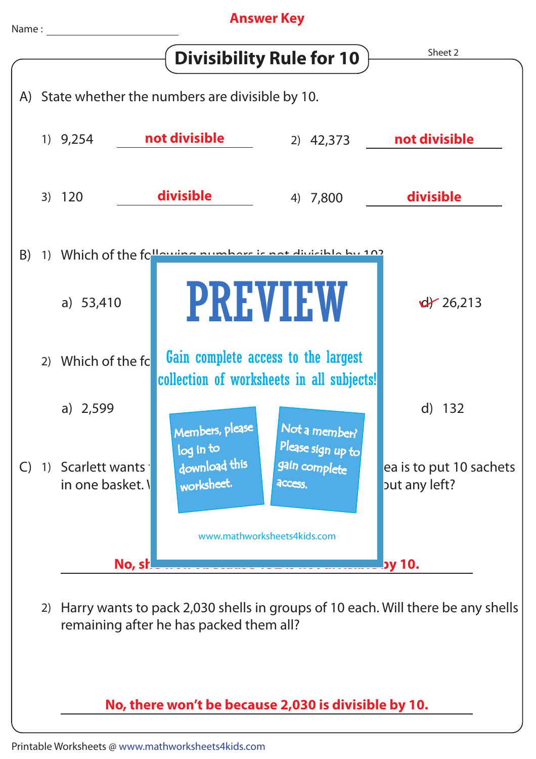**Answer Key**

Name : ____________________

# Divisibility Rule for 10

Sheet 2

A) State whether the numbers are divisible by 10.

1) 9,254 **not divisible**

2) 42,373 **not divisible**

3) 120 **divisible**

4) 7,800 **divisible**

B) 1) Which of the fo

a) 53,410

d) 26,213 ✓

2) Which of the fo

a) 2,599

d) 132

C) 1) Scarlett wants ea is to put 10 sachets in one basket. \ out any left?

**No, sh by 10.**

2) Harry wants to pack 2,030 shells in groups of 10 each. Will there be any shells remaining after he has packed them all?

**No, there won't be because 2,030 is divisible by 10.**

PREVIEW

Gain complete access to the largest collection of worksheets in all subjects!

Members, please log in to download this worksheet.

Not a member? Please sign up to gain complete access.

www.mathworksheets4kids.com

Printable Worksheets @ www.mathworksheets4kids.com